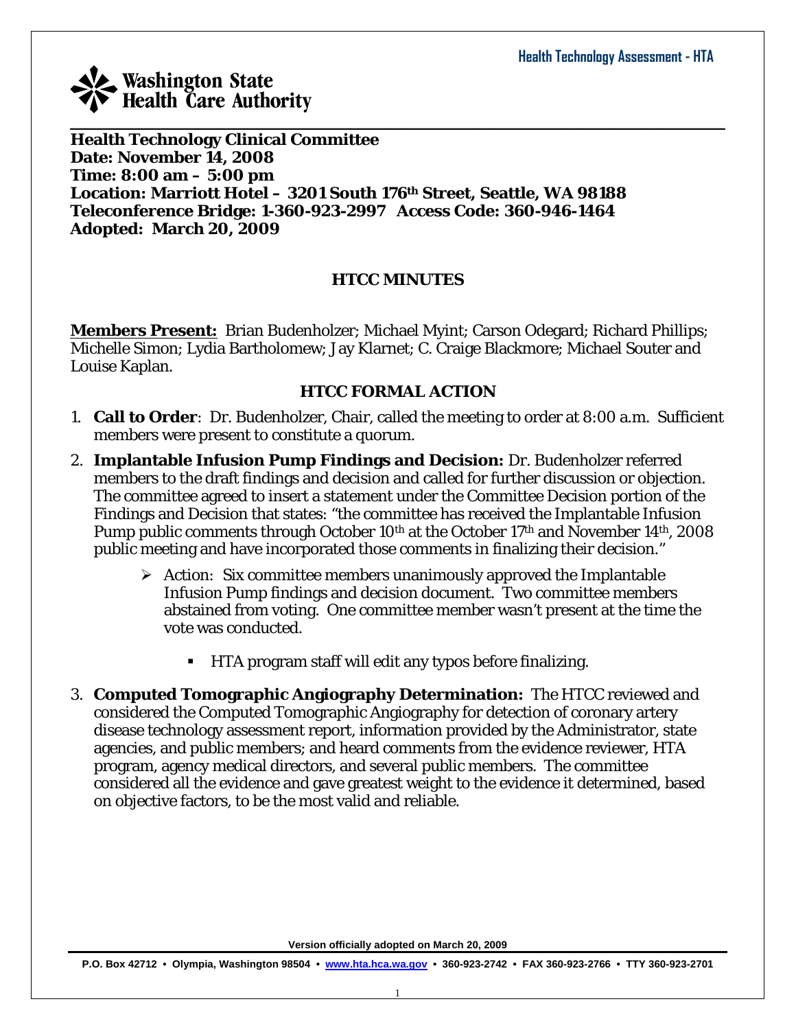**Health Technology Clinical Committee**
**Date: November 14, 2008**
**Time: 8:00 am – 5:00 pm**
**Location: Marriott Hotel – 3201 South 176th Street, Seattle, WA 98188**
**Teleconference Bridge: 1-360-923-2997 Access Code: 360-946-1464**
**Adopted: March 20, 2009**

## HTCC MINUTES

**Members Present:** Brian Budenholzer; Michael Myint; Carson Odegard; Richard Phillips; Michelle Simon; Lydia Bartholomew; Jay Klarnet; C. Craige Blackmore; Michael Souter and Louise Kaplan.

### HTCC FORMAL ACTION

1. **Call to Order**: Dr. Budenholzer, Chair, called the meeting to order at 8:00 a.m. Sufficient members were present to constitute a quorum.

2. **Implantable Infusion Pump Findings and Decision:** Dr. Budenholzer referred members to the draft findings and decision and called for further discussion or objection. The committee agreed to insert a statement under the Committee Decision portion of the Findings and Decision that states: "the committee has received the Implantable Infusion Pump public comments through October 10th at the October 17th and November 14th, 2008 public meeting and have incorporated those comments in finalizing their decision."

   - Action: Six committee members unanimously approved the Implantable Infusion Pump findings and decision document. Two committee members abstained from voting. One committee member wasn't present at the time the vote was conducted.

     - HTA program staff will edit any typos before finalizing.

3. **Computed Tomographic Angiography Determination:** The HTCC reviewed and considered the Computed Tomographic Angiography for detection of coronary artery disease technology assessment report, information provided by the Administrator, state agencies, and public members; and heard comments from the evidence reviewer, HTA program, agency medical directors, and several public members. The committee considered all the evidence and gave greatest weight to the evidence it determined, based on objective factors, to be the most valid and reliable.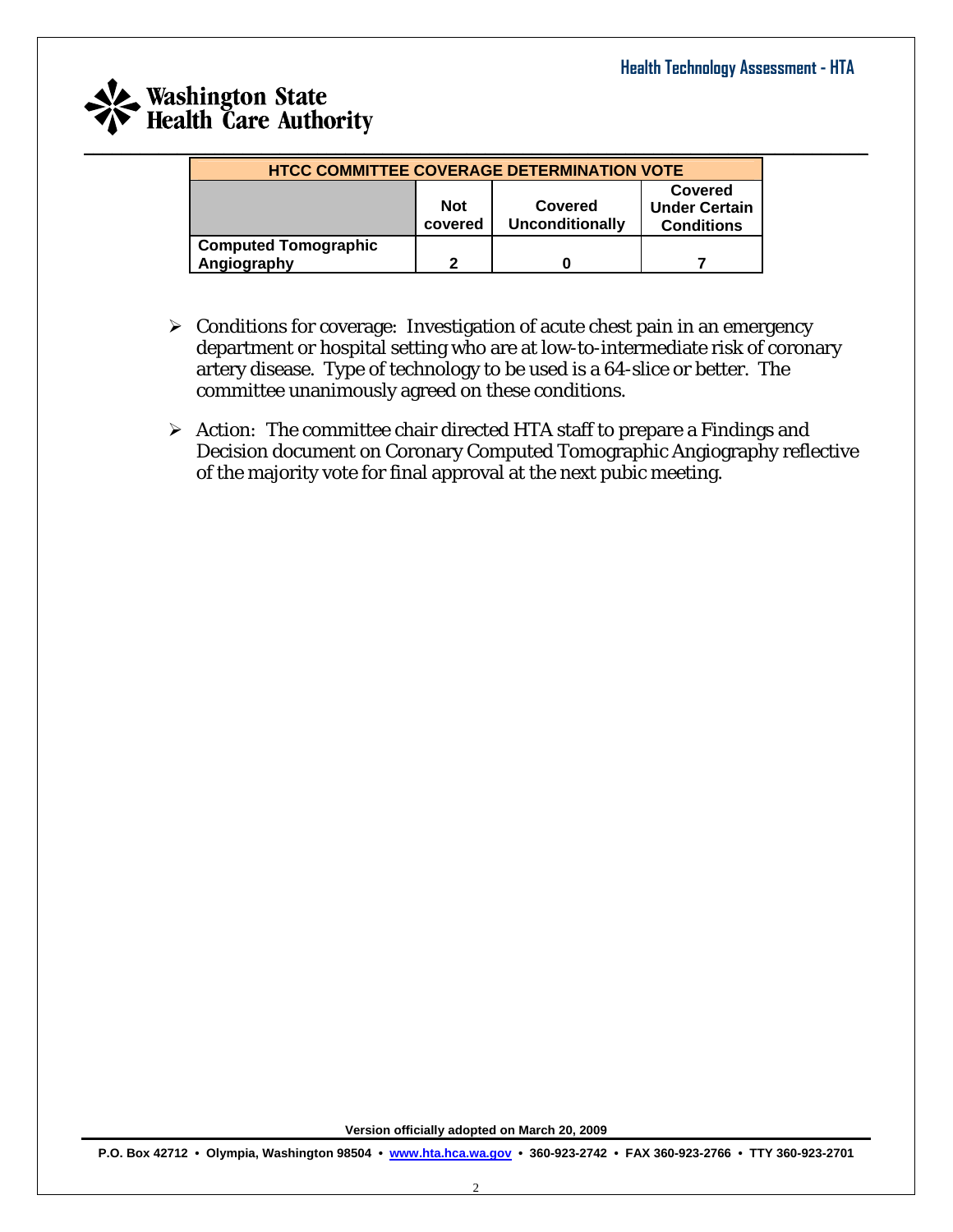| HTCC COMMITTEE COVERAGE DETERMINATION VOTE | | | |
|---|---|---|---|
| | **Not covered** | **Covered Unconditionally** | **Covered Under Certain Conditions** |
| **Computed Tomographic Angiography** | **2** | **0** | **7** |

- Conditions for coverage: Investigation of acute chest pain in an emergency department or hospital setting who are at low-to-intermediate risk of coronary artery disease. Type of technology to be used is a 64-slice or better. The committee unanimously agreed on these conditions.
- Action: The committee chair directed HTA staff to prepare a Findings and Decision document on Coronary Computed Tomographic Angiography reflective of the majority vote for final approval at the next pubic meeting.

**Version officially adopted on March 20, 2009**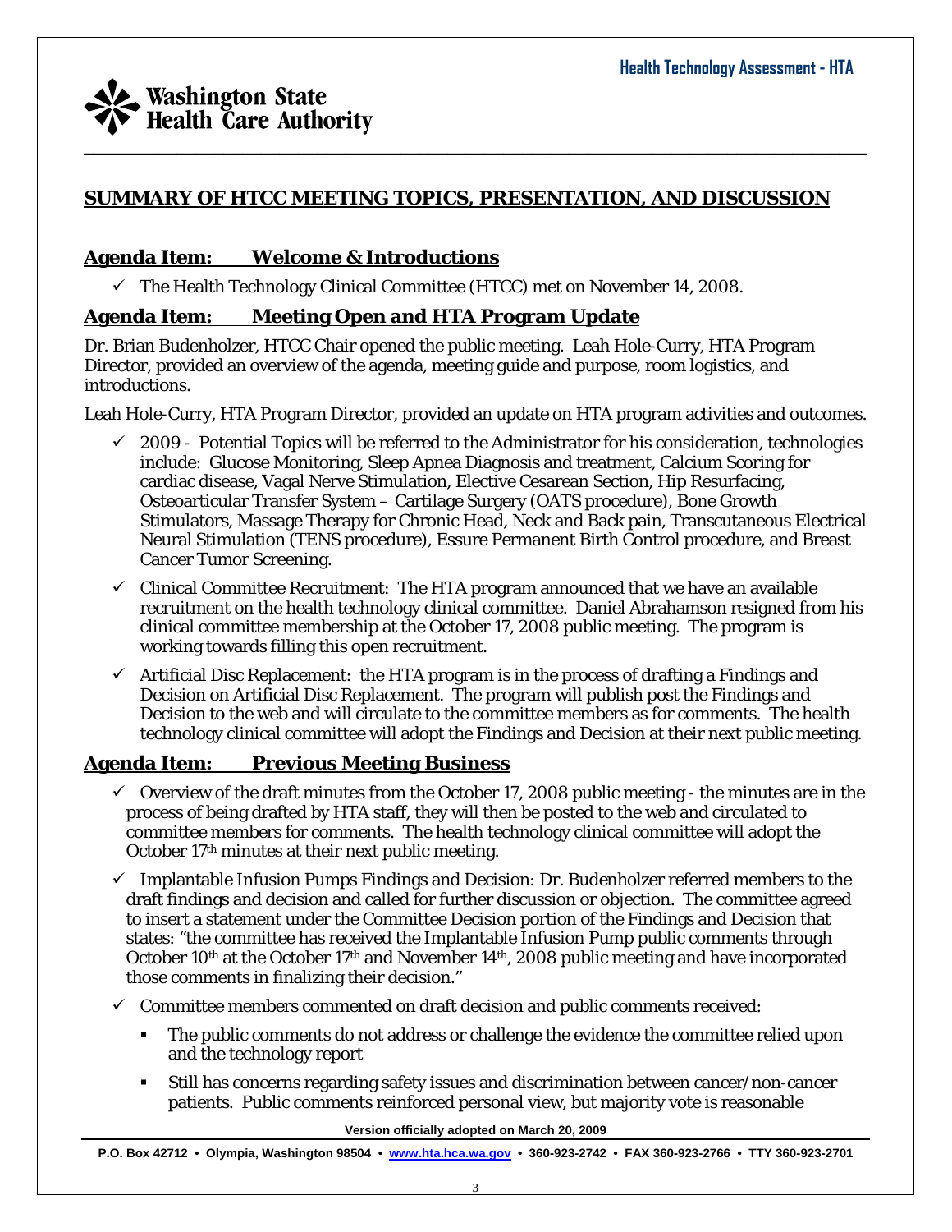## SUMMARY OF HTCC MEETING TOPICS, PRESENTATION, AND DISCUSSION

### Agenda Item: Welcome & Introductions

- ✓ The Health Technology Clinical Committee (HTCC) met on November 14, 2008.

### Agenda Item: Meeting Open and HTA Program Update

Dr. Brian Budenholzer, HTCC Chair opened the public meeting. Leah Hole-Curry, HTA Program Director, provided an overview of the agenda, meeting guide and purpose, room logistics, and introductions.

Leah Hole-Curry, HTA Program Director, provided an update on HTA program activities and outcomes.

- ✓ 2009 - Potential Topics will be referred to the Administrator for his consideration, technologies include: Glucose Monitoring, Sleep Apnea Diagnosis and treatment, Calcium Scoring for cardiac disease, Vagal Nerve Stimulation, Elective Cesarean Section, Hip Resurfacing, Osteoarticular Transfer System – Cartilage Surgery (OATS procedure), Bone Growth Stimulators, Massage Therapy for Chronic Head, Neck and Back pain, Transcutaneous Electrical Neural Stimulation (TENS procedure), Essure Permanent Birth Control procedure, and Breast Cancer Tumor Screening.
- ✓ Clinical Committee Recruitment: The HTA program announced that we have an available recruitment on the health technology clinical committee. Daniel Abrahamson resigned from his clinical committee membership at the October 17, 2008 public meeting. The program is working towards filling this open recruitment.
- ✓ Artificial Disc Replacement: the HTA program is in the process of drafting a Findings and Decision on Artificial Disc Replacement. The program will publish post the Findings and Decision to the web and will circulate to the committee members as for comments. The health technology clinical committee will adopt the Findings and Decision at their next public meeting.

### Agenda Item: Previous Meeting Business

- ✓ Overview of the draft minutes from the October 17, 2008 public meeting - the minutes are in the process of being drafted by HTA staff, they will then be posted to the web and circulated to committee members for comments. The health technology clinical committee will adopt the October 17th minutes at their next public meeting.
- ✓ Implantable Infusion Pumps Findings and Decision: Dr. Budenholzer referred members to the draft findings and decision and called for further discussion or objection. The committee agreed to insert a statement under the Committee Decision portion of the Findings and Decision that states: "the committee has received the Implantable Infusion Pump public comments through October 10th at the October 17th and November 14th, 2008 public meeting and have incorporated those comments in finalizing their decision."
- ✓ Committee members commented on draft decision and public comments received:
  - The public comments do not address or challenge the evidence the committee relied upon and the technology report
  - Still has concerns regarding safety issues and discrimination between cancer/non-cancer patients. Public comments reinforced personal view, but majority vote is reasonable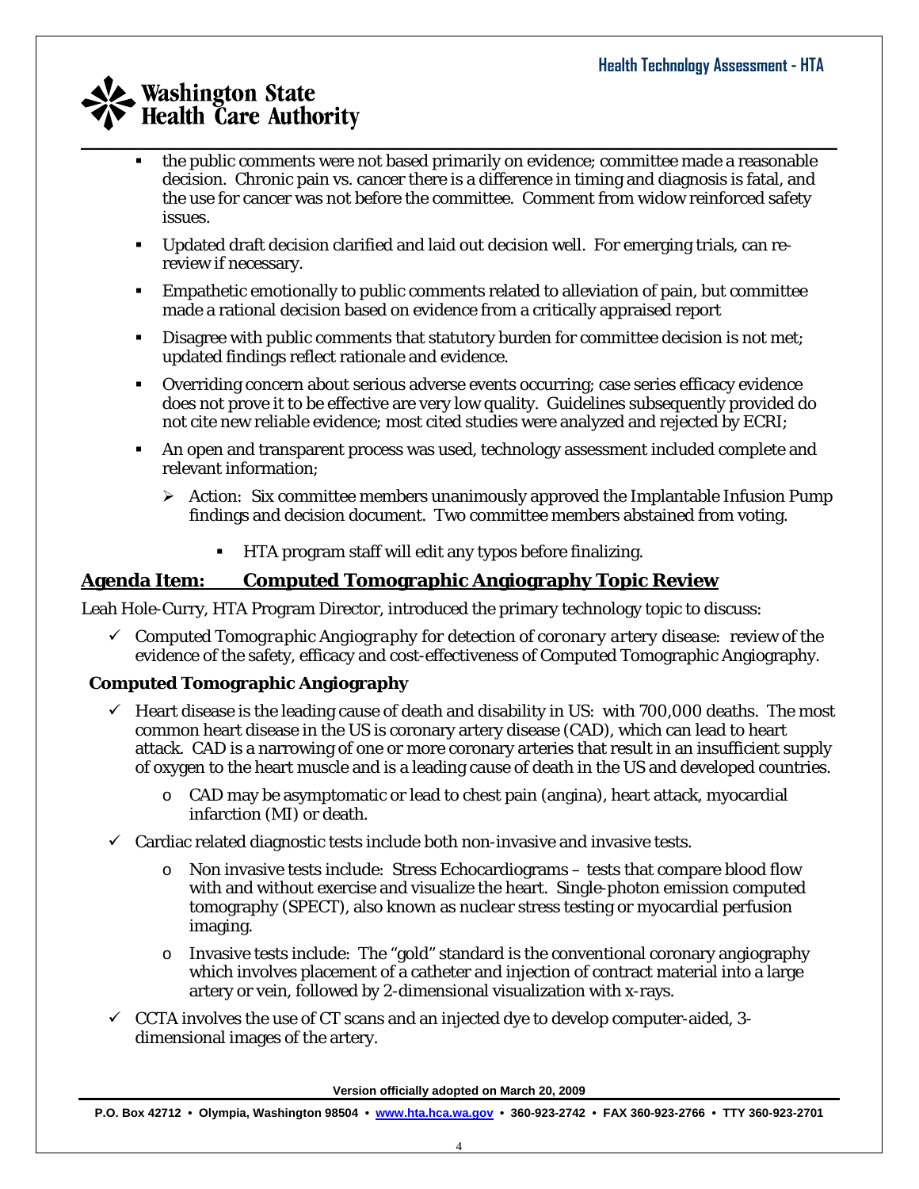- the public comments were not based primarily on evidence; committee made a reasonable decision. Chronic pain vs. cancer there is a difference in timing and diagnosis is fatal, and the use for cancer was not before the committee. Comment from widow reinforced safety issues.
- Updated draft decision clarified and laid out decision well. For emerging trials, can re-review if necessary.
- Empathetic emotionally to public comments related to alleviation of pain, but committee made a rational decision based on evidence from a critically appraised report
- Disagree with public comments that statutory burden for committee decision is not met; updated findings reflect rationale and evidence.
- Overriding concern about serious adverse events occurring; case series efficacy evidence does not prove it to be effective are very low quality. Guidelines subsequently provided do not cite new reliable evidence; most cited studies were analyzed and rejected by ECRI;
- An open and transparent process was used, technology assessment included complete and relevant information;
  - Action: Six committee members unanimously approved the Implantable Infusion Pump findings and decision document. Two committee members abstained from voting.
    - HTA program staff will edit any typos before finalizing.

## Agenda Item: Computed Tomographic Angiography Topic Review

Leah Hole-Curry, HTA Program Director, introduced the primary technology topic to discuss:

- ✓ *Computed Tomographic Angiography for detection of coronary artery disease*: review of the evidence of the safety, efficacy and cost-effectiveness of Computed Tomographic Angiography.

### Computed Tomographic Angiography

- ✓ Heart disease is the leading cause of death and disability in US: with 700,000 deaths. The most common heart disease in the US is coronary artery disease (CAD), which can lead to heart attack. CAD is a narrowing of one or more coronary arteries that result in an insufficient supply of oxygen to the heart muscle and is a leading cause of death in the US and developed countries.
  - CAD may be asymptomatic or lead to chest pain (angina), heart attack, myocardial infarction (MI) or death.
- ✓ Cardiac related diagnostic tests include both non-invasive and invasive tests.
  - Non invasive tests include: Stress Echocardiograms – tests that compare blood flow with and without exercise and visualize the heart. Single-photon emission computed tomography (SPECT), also known as nuclear stress testing or myocardial perfusion imaging.
  - Invasive tests include: The "gold" standard is the conventional coronary angiography which involves placement of a catheter and injection of contract material into a large artery or vein, followed by 2-dimensional visualization with x-rays.
- ✓ CCTA involves the use of CT scans and an injected dye to develop computer-aided, 3-dimensional images of the artery.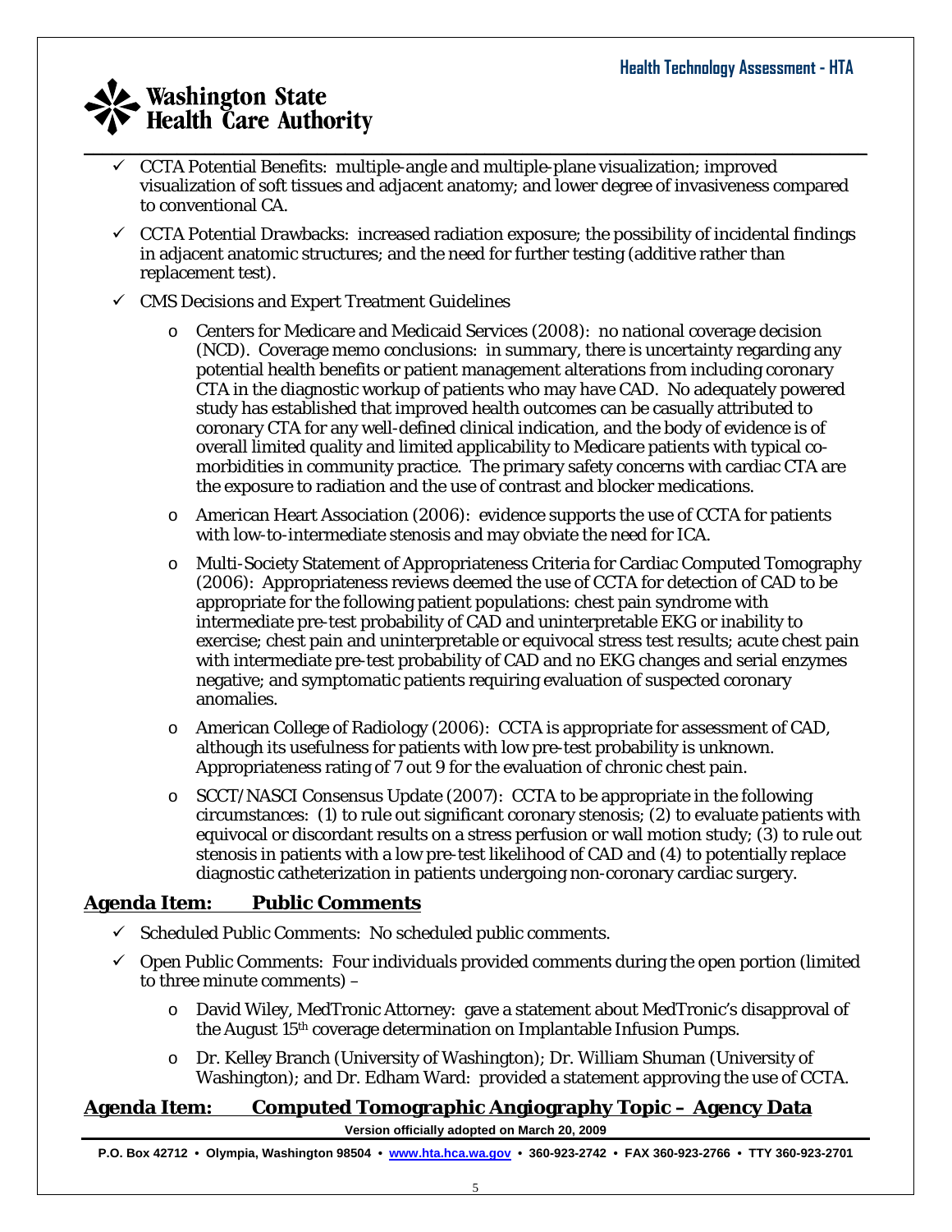- CCTA Potential Benefits: multiple-angle and multiple-plane visualization; improved visualization of soft tissues and adjacent anatomy; and lower degree of invasiveness compared to conventional CA.
- CCTA Potential Drawbacks: increased radiation exposure; the possibility of incidental findings in adjacent anatomic structures; and the need for further testing (additive rather than replacement test).
- CMS Decisions and Expert Treatment Guidelines
  - Centers for Medicare and Medicaid Services (2008): no national coverage decision (NCD). Coverage memo conclusions: in summary, there is uncertainty regarding any potential health benefits or patient management alterations from including coronary CTA in the diagnostic workup of patients who may have CAD. No adequately powered study has established that improved health outcomes can be casually attributed to coronary CTA for any well-defined clinical indication, and the body of evidence is of overall limited quality and limited applicability to Medicare patients with typical co-morbidities in community practice. The primary safety concerns with cardiac CTA are the exposure to radiation and the use of contrast and blocker medications.
  - American Heart Association (2006): evidence supports the use of CCTA for patients with low-to-intermediate stenosis and may obviate the need for ICA.
  - Multi-Society Statement of Appropriateness Criteria for Cardiac Computed Tomography (2006): Appropriateness reviews deemed the use of CCTA for detection of CAD to be appropriate for the following patient populations: chest pain syndrome with intermediate pre-test probability of CAD and uninterpretable EKG or inability to exercise; chest pain and uninterpretable or equivocal stress test results; acute chest pain with intermediate pre-test probability of CAD and no EKG changes and serial enzymes negative; and symptomatic patients requiring evaluation of suspected coronary anomalies.
  - American College of Radiology (2006): CCTA is appropriate for assessment of CAD, although its usefulness for patients with low pre-test probability is unknown. Appropriateness rating of 7 out 9 for the evaluation of chronic chest pain.
  - SCCT/NASCI Consensus Update (2007): CCTA to be appropriate in the following circumstances: (1) to rule out significant coronary stenosis; (2) to evaluate patients with equivocal or discordant results on a stress perfusion or wall motion study; (3) to rule out stenosis in patients with a low pre-test likelihood of CAD and (4) to potentially replace diagnostic catheterization in patients undergoing non-coronary cardiac surgery.

## Agenda Item: Public Comments

- Scheduled Public Comments: No scheduled public comments.
- Open Public Comments: Four individuals provided comments during the open portion (limited to three minute comments) –
  - David Wiley, MedTronic Attorney: gave a statement about MedTronic's disapproval of the August 15th coverage determination on Implantable Infusion Pumps.
  - Dr. Kelley Branch (University of Washington); Dr. William Shuman (University of Washington); and Dr. Edham Ward: provided a statement approving the use of CCTA.

## Agenda Item: Computed Tomographic Angiography Topic – Agency Data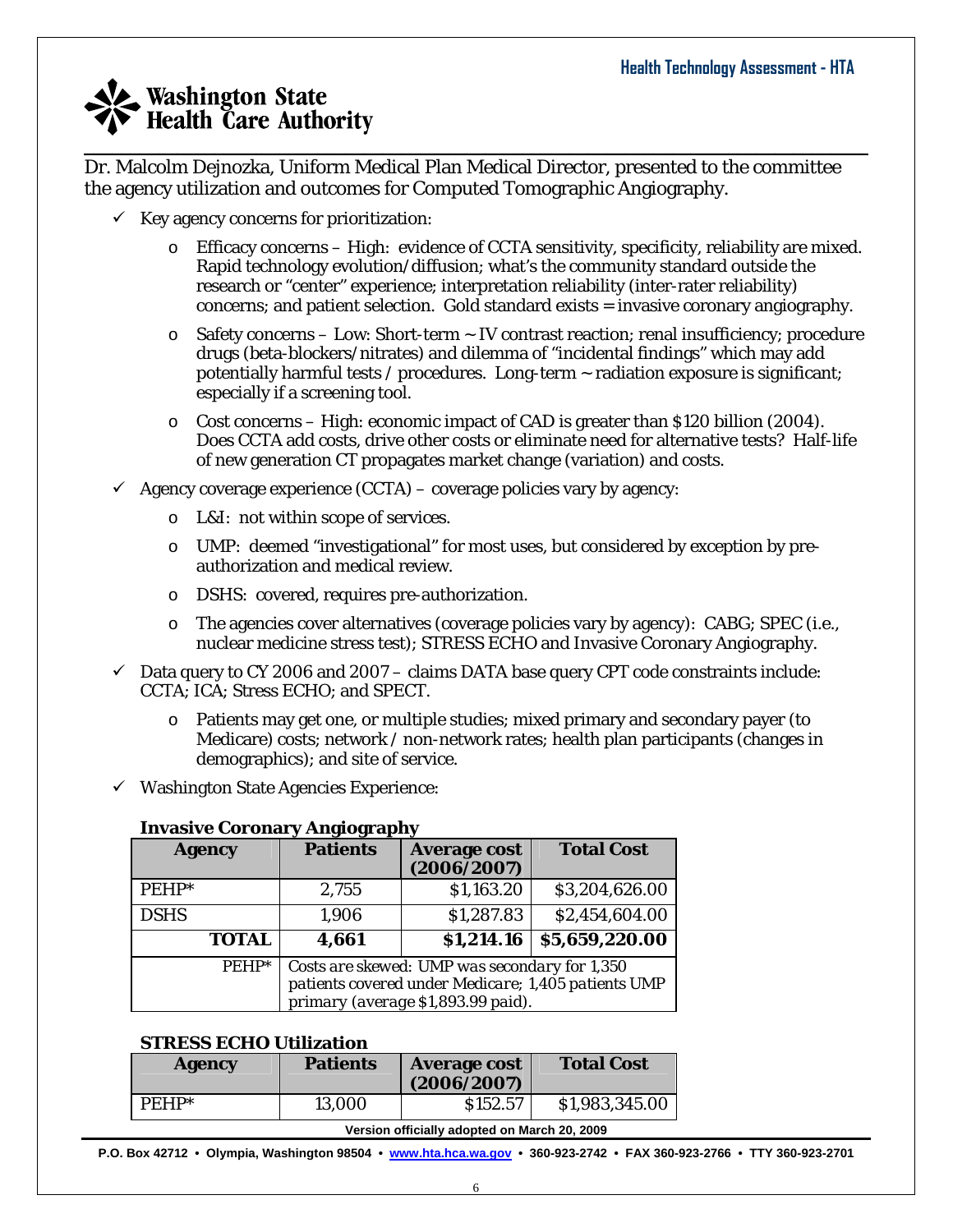Dr. Malcolm Dejnozka, Uniform Medical Plan Medical Director, presented to the committee the agency utilization and outcomes for Computed Tomographic Angiography.

- ✓ Key agency concerns for prioritization:
  - Efficacy concerns – High: evidence of CCTA sensitivity, specificity, reliability are mixed. Rapid technology evolution/diffusion; what's the community standard outside the research or "center" experience; interpretation reliability (inter-rater reliability) concerns; and patient selection. Gold standard exists = invasive coronary angiography.
  - Safety concerns – Low: Short-term ~ IV contrast reaction; renal insufficiency; procedure drugs (beta-blockers/nitrates) and dilemma of "incidental findings" which may add potentially harmful tests / procedures. Long-term ~ radiation exposure is significant; especially if a screening tool.
  - Cost concerns – High: economic impact of CAD is greater than $120 billion (2004). Does CCTA add costs, drive other costs or eliminate need for alternative tests? Half-life of new generation CT propagates market change (variation) and costs.
- ✓ Agency coverage experience (CCTA) – coverage policies vary by agency:
  - L&I: not within scope of services.
  - UMP: deemed "investigational" for most uses, but considered by exception by pre-authorization and medical review.
  - DSHS: covered, requires pre-authorization.
  - The agencies cover alternatives (coverage policies vary by agency): CABG; SPEC (i.e., nuclear medicine stress test); STRESS ECHO and Invasive Coronary Angiography.
- ✓ Data query to CY 2006 and 2007 – claims DATA base query CPT code constraints include: CCTA; ICA; Stress ECHO; and SPECT.
  - Patients may get one, or multiple studies; mixed primary and secondary payer (to Medicare) costs; network / non-network rates; health plan participants (changes in demographics); and site of service.
- ✓ Washington State Agencies Experience:

**Invasive Coronary Angiography**

| Agency | Patients | Average cost (2006/2007) | Total Cost |
|---|---|---|---|
| PEHP* | 2,755 | $1,163.20 | $3,204,626.00 |
| DSHS | 1,906 | $1,287.83 | $2,454,604.00 |
| **TOTAL** | **4,661** | **$1,214.16** | **$5,659,220.00** |
| PEHP* | *Costs are skewed: UMP was secondary for 1,350 patients covered under Medicare; 1,405 patients UMP primary (average $1,893.99 paid).* | | |

**STRESS ECHO Utilization**

| Agency | Patients | Average cost (2006/2007) | Total Cost |
|---|---|---|---|
| PEHP* | 13,000 | $152.57 | $1,983,345.00 |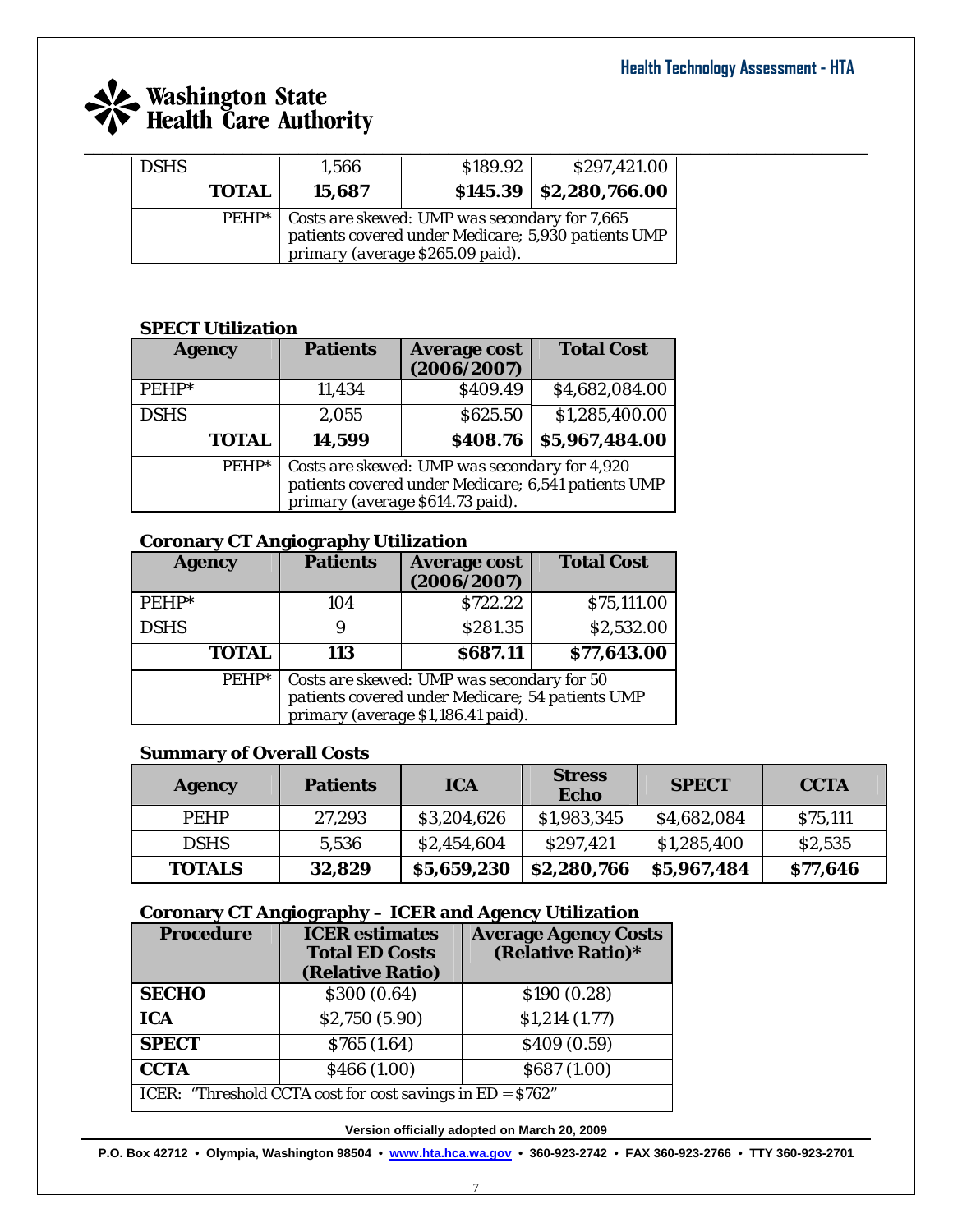| | | | |
|---|---|---|---|
| DSHS | 1,566 | $189.92 | $297,421.00 |
| **TOTAL** | **15,687** | **$145.39** | **$2,280,766.00** |
| PEHP* | *Costs are skewed: UMP was secondary for 7,665 patients covered under Medicare; 5,930 patients UMP primary (average $265.09 paid).* | | |

**SPECT Utilization**

| Agency | Patients | Average cost (2006/2007) | Total Cost |
|---|---|---|---|
| PEHP* | 11,434 | $409.49 | $4,682,084.00 |
| DSHS | 2,055 | $625.50 | $1,285,400.00 |
| **TOTAL** | **14,599** | **$408.76** | **$5,967,484.00** |
| PEHP* | *Costs are skewed: UMP was secondary for 4,920 patients covered under Medicare; 6,541 patients UMP primary (average $614.73 paid).* | | |

**Coronary CT Angiography Utilization**

| Agency | Patients | Average cost (2006/2007) | Total Cost |
|---|---|---|---|
| PEHP* | 104 | $722.22 | $75,111.00 |
| DSHS | 9 | $281.35 | $2,532.00 |
| **TOTAL** | **113** | **$687.11** | **$77,643.00** |
| PEHP* | *Costs are skewed: UMP was secondary for 50 patients covered under Medicare; 54 patients UMP primary (average $1,186.41 paid).* | | |

**Summary of Overall Costs**

| Agency | Patients | ICA | Stress Echo | SPECT | CCTA |
|---|---|---|---|---|---|
| PEHP | 27,293 | $3,204,626 | $1,983,345 | $4,682,084 | $75,111 |
| DSHS | 5,536 | $2,454,604 | $297,421 | $1,285,400 | $2,535 |
| **TOTALS** | **32,829** | **$5,659,230** | **$2,280,766** | **$5,967,484** | **$77,646** |

**Coronary CT Angiography – ICER and Agency Utilization**

| Procedure | ICER estimates Total ED Costs (Relative Ratio) | Average Agency Costs (Relative Ratio)* |
|---|---|---|
| **SECHO** | $300 (0.64) | $190 (0.28) |
| **ICA** | $2,750 (5.90) | $1,214 (1.77) |
| **SPECT** | $765 (1.64) | $409 (0.59) |
| **CCTA** | $466 (1.00) | $687 (1.00) |
| ICER: "Threshold CCTA cost for cost savings in ED = $762" | | |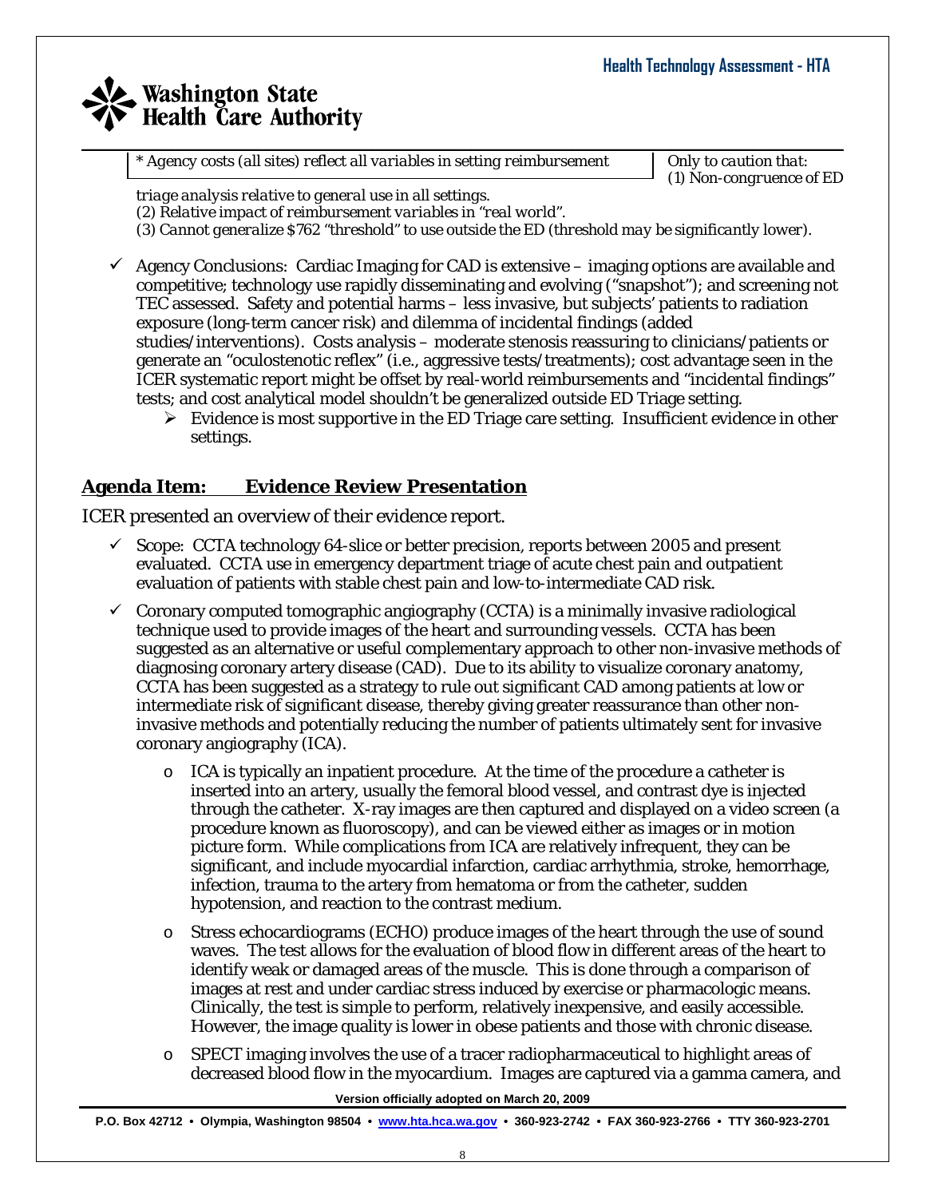*\* Agency costs (all sites) reflect all variables in setting reimbursement* | *Only to caution that: (1) Non-congruence of ED triage analysis relative to general use in all settings.*
*(2) Relative impact of reimbursement variables in "real world".*
*(3) Cannot generalize $762 "threshold" to use outside the ED (threshold may be significantly lower).*

- ✓ Agency Conclusions: Cardiac Imaging for CAD is extensive – imaging options are available and competitive; technology use rapidly disseminating and evolving ("snapshot"); and screening not TEC assessed. Safety and potential harms – less invasive, but subjects' patients to radiation exposure (long-term cancer risk) and dilemma of incidental findings (added studies/interventions). Costs analysis – moderate stenosis reassuring to clinicians/patients or generate an "oculostenotic reflex" (i.e., aggressive tests/treatments); cost advantage seen in the ICER systematic report might be offset by real-world reimbursements and "incidental findings" tests; and cost analytical model shouldn't be generalized outside ED Triage setting.
  - ➢ Evidence is most supportive in the ED Triage care setting. Insufficient evidence in other settings.

## Agenda Item: Evidence Review Presentation

ICER presented an overview of their evidence report.

- ✓ Scope: CCTA technology 64-slice or better precision, reports between 2005 and present evaluated. CCTA use in emergency department triage of acute chest pain and outpatient evaluation of patients with stable chest pain and low-to-intermediate CAD risk.
- ✓ Coronary computed tomographic angiography (CCTA) is a minimally invasive radiological technique used to provide images of the heart and surrounding vessels. CCTA has been suggested as an alternative or useful complementary approach to other non-invasive methods of diagnosing coronary artery disease (CAD). Due to its ability to visualize coronary anatomy, CCTA has been suggested as a strategy to rule out significant CAD among patients at low or intermediate risk of significant disease, thereby giving greater reassurance than other non-invasive methods and potentially reducing the number of patients ultimately sent for invasive coronary angiography (ICA).
  - o ICA is typically an inpatient procedure. At the time of the procedure a catheter is inserted into an artery, usually the femoral blood vessel, and contrast dye is injected through the catheter. X-ray images are then captured and displayed on a video screen (a procedure known as fluoroscopy), and can be viewed either as images or in motion picture form. While complications from ICA are relatively infrequent, they can be significant, and include myocardial infarction, cardiac arrhythmia, stroke, hemorrhage, infection, trauma to the artery from hematoma or from the catheter, sudden hypotension, and reaction to the contrast medium.
  - o Stress echocardiograms (ECHO) produce images of the heart through the use of sound waves. The test allows for the evaluation of blood flow in different areas of the heart to identify weak or damaged areas of the muscle. This is done through a comparison of images at rest and under cardiac stress induced by exercise or pharmacologic means. Clinically, the test is simple to perform, relatively inexpensive, and easily accessible. However, the image quality is lower in obese patients and those with chronic disease.
  - o SPECT imaging involves the use of a tracer radiopharmaceutical to highlight areas of decreased blood flow in the myocardium. Images are captured via a gamma camera, and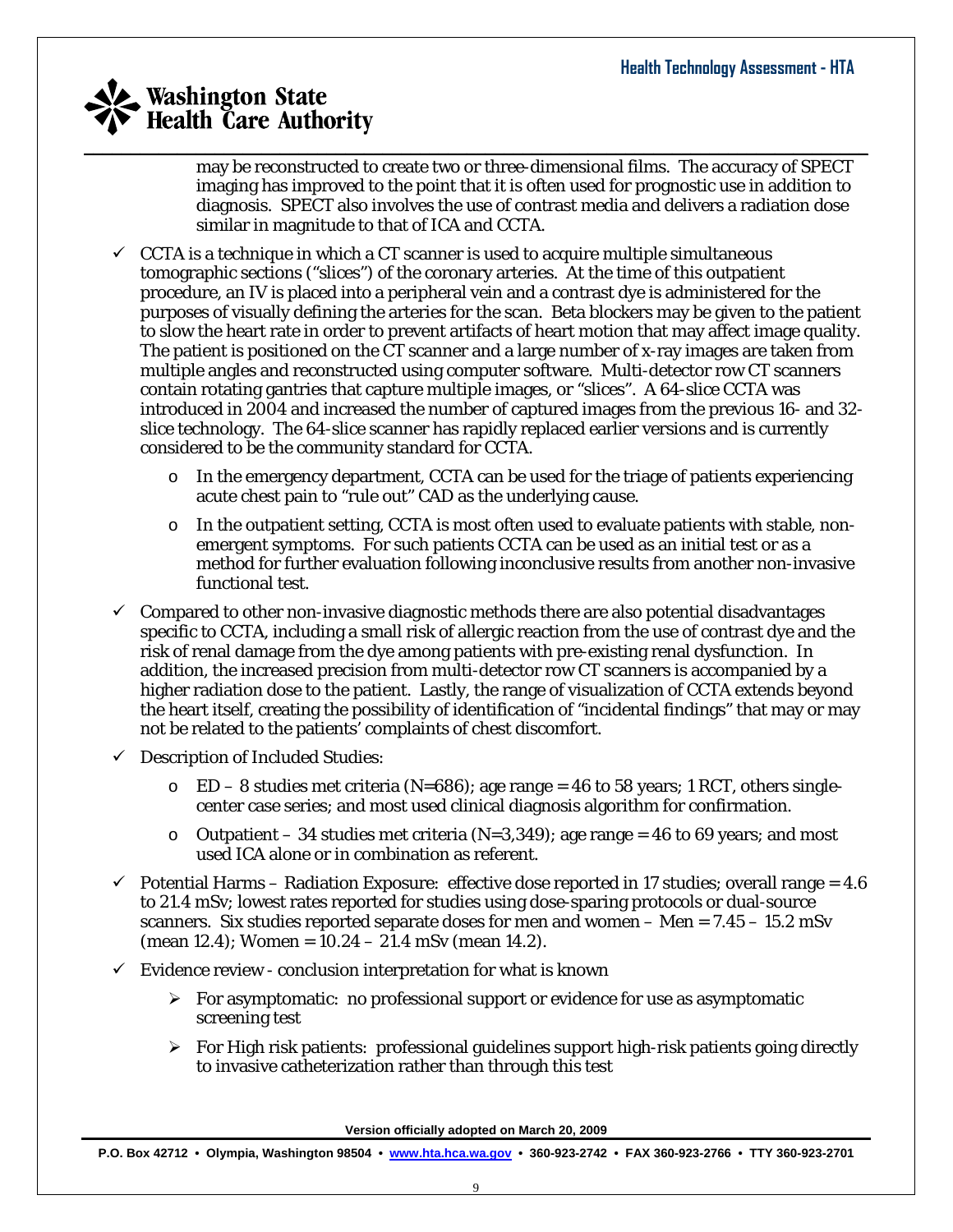may be reconstructed to create two or three-dimensional films. The accuracy of SPECT imaging has improved to the point that it is often used for prognostic use in addition to diagnosis. SPECT also involves the use of contrast media and delivers a radiation dose similar in magnitude to that of ICA and CCTA.

- ✓ CCTA is a technique in which a CT scanner is used to acquire multiple simultaneous tomographic sections ("slices") of the coronary arteries. At the time of this outpatient procedure, an IV is placed into a peripheral vein and a contrast dye is administered for the purposes of visually defining the arteries for the scan. Beta blockers may be given to the patient to slow the heart rate in order to prevent artifacts of heart motion that may affect image quality. The patient is positioned on the CT scanner and a large number of x-ray images are taken from multiple angles and reconstructed using computer software. Multi-detector row CT scanners contain rotating gantries that capture multiple images, or "slices". A 64-slice CCTA was introduced in 2004 and increased the number of captured images from the previous 16- and 32-slice technology. The 64-slice scanner has rapidly replaced earlier versions and is currently considered to be the community standard for CCTA.
  - o In the emergency department, CCTA can be used for the triage of patients experiencing acute chest pain to "rule out" CAD as the underlying cause.
  - o In the outpatient setting, CCTA is most often used to evaluate patients with stable, non-emergent symptoms. For such patients CCTA can be used as an initial test or as a method for further evaluation following inconclusive results from another non-invasive functional test.
- ✓ Compared to other non-invasive diagnostic methods there are also potential disadvantages specific to CCTA, including a small risk of allergic reaction from the use of contrast dye and the risk of renal damage from the dye among patients with pre-existing renal dysfunction. In addition, the increased precision from multi-detector row CT scanners is accompanied by a higher radiation dose to the patient. Lastly, the range of visualization of CCTA extends beyond the heart itself, creating the possibility of identification of "incidental findings" that may or may not be related to the patients' complaints of chest discomfort.
- ✓ Description of Included Studies:
  - o ED – 8 studies met criteria (N=686); age range = 46 to 58 years; 1 RCT, others single-center case series; and most used clinical diagnosis algorithm for confirmation.
  - o Outpatient – 34 studies met criteria (N=3,349); age range = 46 to 69 years; and most used ICA alone or in combination as referent.
- ✓ Potential Harms – Radiation Exposure: effective dose reported in 17 studies; overall range = 4.6 to 21.4 mSv; lowest rates reported for studies using dose-sparing protocols or dual-source scanners. Six studies reported separate doses for men and women – Men = 7.45 – 15.2 mSv (mean 12.4); Women = 10.24 – 21.4 mSv (mean 14.2).
- ✓ Evidence review - conclusion interpretation for what is known
  - ➢ For asymptomatic: no professional support or evidence for use as asymptomatic screening test
  - ➢ For High risk patients: professional guidelines support high-risk patients going directly to invasive catheterization rather than through this test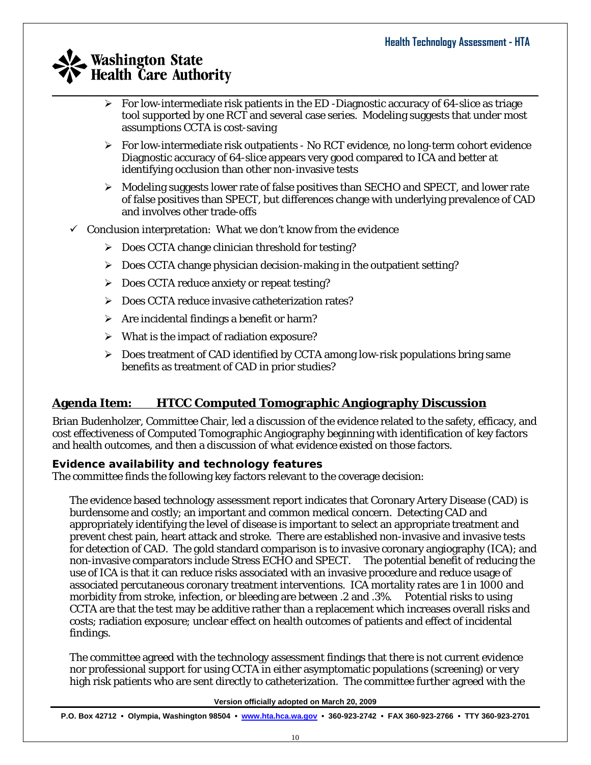- For low-intermediate risk patients in the ED -Diagnostic accuracy of 64-slice as triage tool supported by one RCT and several case series. Modeling suggests that under most assumptions CCTA is cost-saving
- For low-intermediate risk outpatients - No RCT evidence, no long-term cohort evidence Diagnostic accuracy of 64-slice appears very good compared to ICA and better at identifying occlusion than other non-invasive tests
- Modeling suggests lower rate of false positives than SECHO and SPECT, and lower rate of false positives than SPECT, but differences change with underlying prevalence of CAD and involves other trade-offs

✓ Conclusion interpretation: What we don't know from the evidence

- Does CCTA change clinician threshold for testing?
- Does CCTA change physician decision-making in the outpatient setting?
- Does CCTA reduce anxiety or repeat testing?
- Does CCTA reduce invasive catheterization rates?
- Are incidental findings a benefit or harm?
- What is the impact of radiation exposure?
- Does treatment of CAD identified by CCTA among low-risk populations bring same benefits as treatment of CAD in prior studies?

## Agenda Item: HTCC Computed Tomographic Angiography Discussion

Brian Budenholzer, Committee Chair, led a discussion of the evidence related to the safety, efficacy, and cost effectiveness of Computed Tomographic Angiography beginning with identification of key factors and health outcomes, and then a discussion of what evidence existed on those factors.

### Evidence availability and technology features

The committee finds the following key factors relevant to the coverage decision:

The evidence based technology assessment report indicates that Coronary Artery Disease (CAD) is burdensome and costly; an important and common medical concern. Detecting CAD and appropriately identifying the level of disease is important to select an appropriate treatment and prevent chest pain, heart attack and stroke. There are established non-invasive and invasive tests for detection of CAD. The gold standard comparison is to invasive coronary angiography (ICA); and non-invasive comparators include Stress ECHO and SPECT. The potential benefit of reducing the use of ICA is that it can reduce risks associated with an invasive procedure and reduce usage of associated percutaneous coronary treatment interventions. ICA mortality rates are 1 in 1000 and morbidity from stroke, infection, or bleeding are between .2 and .3%. Potential risks to using CCTA are that the test may be additive rather than a replacement which increases overall risks and costs; radiation exposure; unclear effect on health outcomes of patients and effect of incidental findings.

The committee agreed with the technology assessment findings that there is not current evidence nor professional support for using CCTA in either asymptomatic populations (screening) or very high risk patients who are sent directly to catheterization. The committee further agreed with the

Version officially adopted on March 20, 2009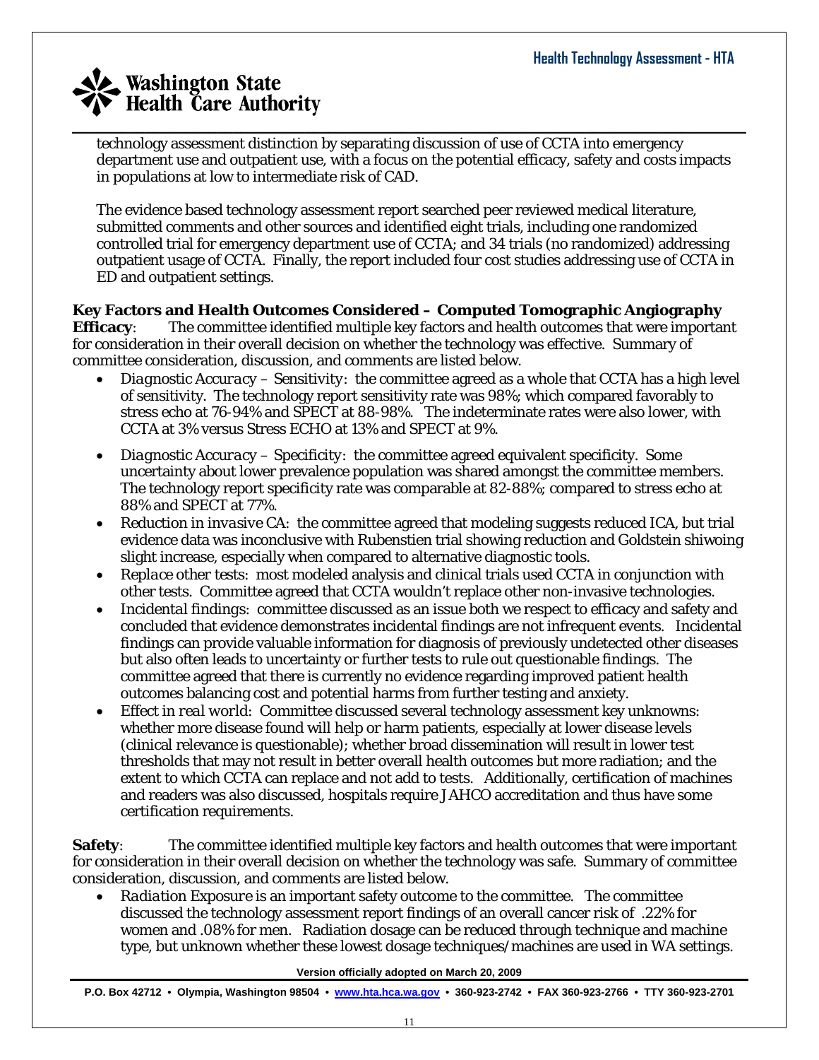technology assessment distinction by separating discussion of use of CCTA into emergency department use and outpatient use, with a focus on the potential efficacy, safety and costs impacts in populations at low to intermediate risk of CAD.

The evidence based technology assessment report searched peer reviewed medical literature, submitted comments and other sources and identified eight trials, including one randomized controlled trial for emergency department use of CCTA; and 34 trials (no randomized) addressing outpatient usage of CCTA. Finally, the report included four cost studies addressing use of CCTA in ED and outpatient settings.

**Key Factors and Health Outcomes Considered – Computed Tomographic Angiography**

**Efficacy**: The committee identified multiple key factors and health outcomes that were important for consideration in their overall decision on whether the technology was effective. Summary of committee consideration, discussion, and comments are listed below.

- *Diagnostic Accuracy – Sensitivity*: the committee agreed as a whole that CCTA has a high level of sensitivity. The technology report sensitivity rate was 98%; which compared favorably to stress echo at 76-94% and SPECT at 88-98%. The indeterminate rates were also lower, with CCTA at 3% versus Stress ECHO at 13% and SPECT at 9%.
- *Diagnostic Accuracy – Specificity*: the committee agreed equivalent specificity. Some uncertainty about lower prevalence population was shared amongst the committee members. The technology report specificity rate was comparable at 82-88%; compared to stress echo at 88% and SPECT at 77%.
- *Reduction in invasive CA*: the committee agreed that modeling suggests reduced ICA, but trial evidence data was inconclusive with Rubenstien trial showing reduction and Goldstein shiwoing slight increase, especially when compared to alternative diagnostic tools.
- *Replace other tests*: most modeled analysis and clinical trials used CCTA in conjunction with other tests. Committee agreed that CCTA wouldn't replace other non-invasive technologies.
- *Incidental findings*: committee discussed as an issue both we respect to efficacy and safety and concluded that evidence demonstrates incidental findings are not infrequent events. Incidental findings can provide valuable information for diagnosis of previously undetected other diseases but also often leads to uncertainty or further tests to rule out questionable findings. The committee agreed that there is currently no evidence regarding improved patient health outcomes balancing cost and potential harms from further testing and anxiety.
- *Effect in real world*: Committee discussed several technology assessment key unknowns: whether more disease found will help or harm patients, especially at lower disease levels (clinical relevance is questionable); whether broad dissemination will result in lower test thresholds that may not result in better overall health outcomes but more radiation; and the extent to which CCTA can replace and not add to tests. Additionally, certification of machines and readers was also discussed, hospitals require JAHCO accreditation and thus have some certification requirements.

**Safety**: The committee identified multiple key factors and health outcomes that were important for consideration in their overall decision on whether the technology was safe. Summary of committee consideration, discussion, and comments are listed below.

- *Radiation Exposure* is an important safety outcome to the committee. The committee discussed the technology assessment report findings of an overall cancer risk of .22% for women and .08% for men. Radiation dosage can be reduced through technique and machine type, but unknown whether these lowest dosage techniques/machines are used in WA settings.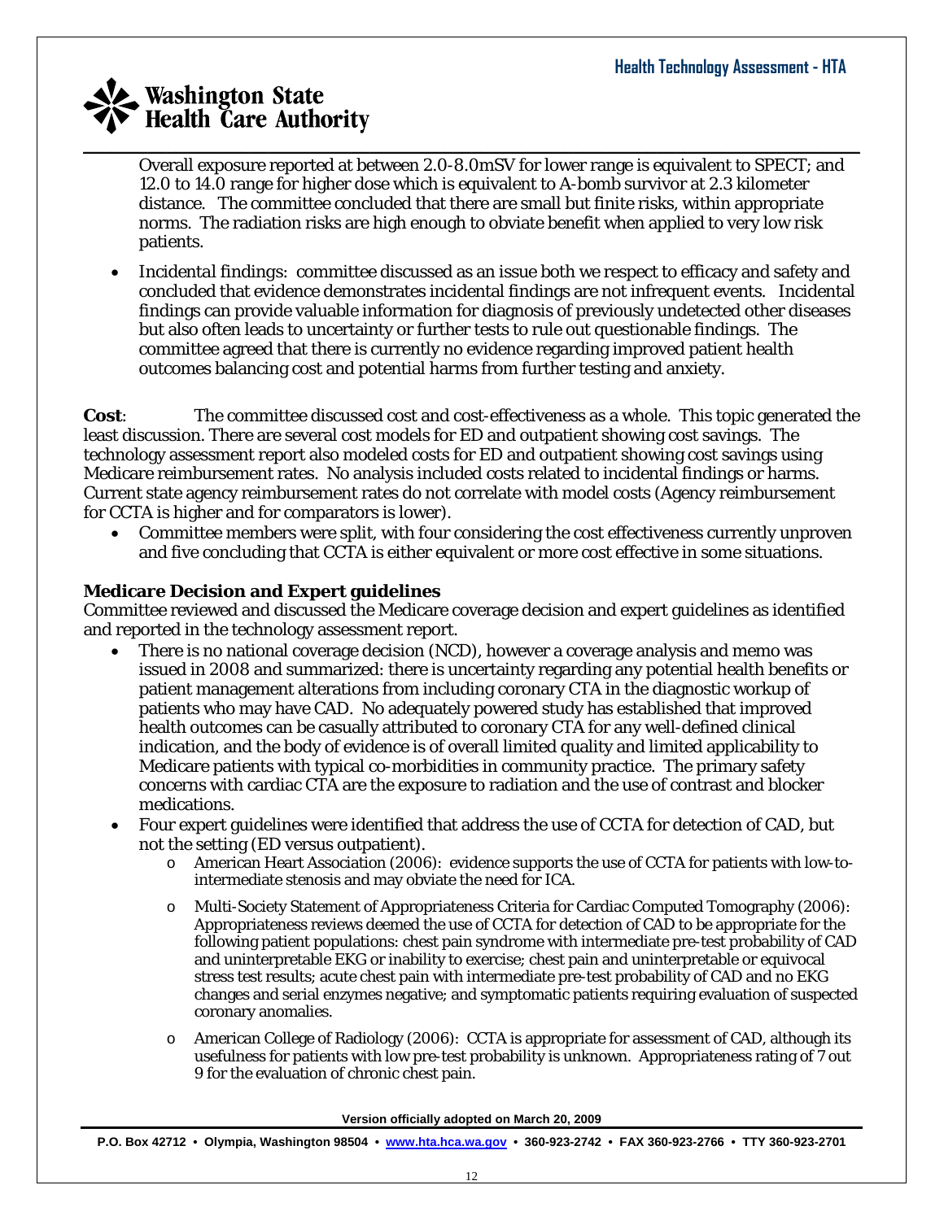Overall exposure reported at between 2.0-8.0mSV for lower range is equivalent to SPECT; and 12.0 to 14.0 range for higher dose which is equivalent to A-bomb survivor at 2.3 kilometer distance. The committee concluded that there are small but finite risks, within appropriate norms. The radiation risks are high enough to obviate benefit when applied to very low risk patients.

- Incidental findings: committee discussed as an issue both we respect to efficacy and safety and concluded that evidence demonstrates incidental findings are not infrequent events. Incidental findings can provide valuable information for diagnosis of previously undetected other diseases but also often leads to uncertainty or further tests to rule out questionable findings. The committee agreed that there is currently no evidence regarding improved patient health outcomes balancing cost and potential harms from further testing and anxiety.

**Cost**: The committee discussed cost and cost-effectiveness as a whole. This topic generated the least discussion. There are several cost models for ED and outpatient showing cost savings. The technology assessment report also modeled costs for ED and outpatient showing cost savings using Medicare reimbursement rates. No analysis included costs related to incidental findings or harms. Current state agency reimbursement rates do not correlate with model costs (Agency reimbursement for CCTA is higher and for comparators is lower).

- Committee members were split, with four considering the cost effectiveness currently unproven and five concluding that CCTA is either equivalent or more cost effective in some situations.

**Medicare Decision and Expert guidelines**

Committee reviewed and discussed the Medicare coverage decision and expert guidelines as identified and reported in the technology assessment report.

- There is no national coverage decision (NCD), however a coverage analysis and memo was issued in 2008 and summarized: there is uncertainty regarding any potential health benefits or patient management alterations from including coronary CTA in the diagnostic workup of patients who may have CAD. No adequately powered study has established that improved health outcomes can be casually attributed to coronary CTA for any well-defined clinical indication, and the body of evidence is of overall limited quality and limited applicability to Medicare patients with typical co-morbidities in community practice. The primary safety concerns with cardiac CTA are the exposure to radiation and the use of contrast and blocker medications.
- Four expert guidelines were identified that address the use of CCTA for detection of CAD, but not the setting (ED versus outpatient).
  - American Heart Association (2006): evidence supports the use of CCTA for patients with low-to-intermediate stenosis and may obviate the need for ICA.
  - Multi-Society Statement of Appropriateness Criteria for Cardiac Computed Tomography (2006): Appropriateness reviews deemed the use of CCTA for detection of CAD to be appropriate for the following patient populations: chest pain syndrome with intermediate pre-test probability of CAD and uninterpretable EKG or inability to exercise; chest pain and uninterpretable or equivocal stress test results; acute chest pain with intermediate pre-test probability of CAD and no EKG changes and serial enzymes negative; and symptomatic patients requiring evaluation of suspected coronary anomalies.
  - American College of Radiology (2006): CCTA is appropriate for assessment of CAD, although its usefulness for patients with low pre-test probability is unknown. Appropriateness rating of 7 out 9 for the evaluation of chronic chest pain.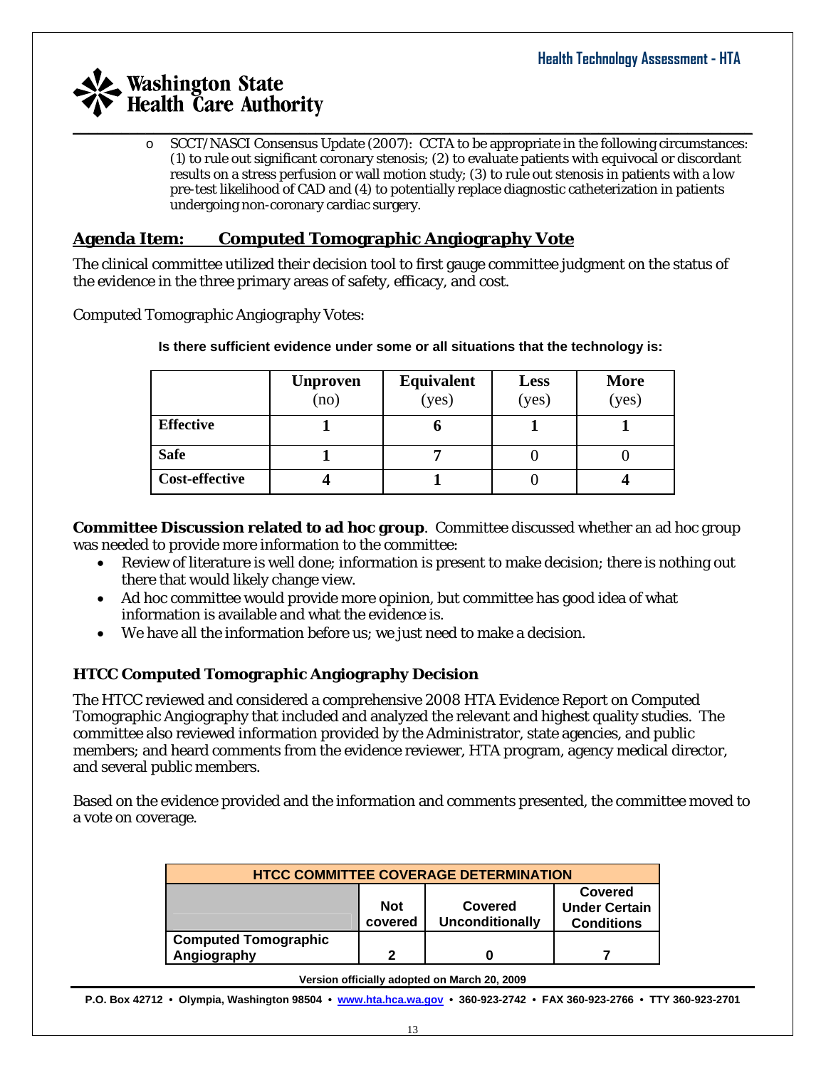- SCCT/NASCI Consensus Update (2007): CCTA to be appropriate in the following circumstances: (1) to rule out significant coronary stenosis; (2) to evaluate patients with equivocal or discordant results on a stress perfusion or wall motion study; (3) to rule out stenosis in patients with a low pre-test likelihood of CAD and (4) to potentially replace diagnostic catheterization in patients undergoing non-coronary cardiac surgery.

## Agenda Item: Computed Tomographic Angiography Vote

The clinical committee utilized their decision tool to first gauge committee judgment on the status of the evidence in the three primary areas of safety, efficacy, and cost.

Computed Tomographic Angiography Votes:

**Is there sufficient evidence under some or all situations that the technology is:**

| | Unproven (no) | Equivalent (yes) | Less (yes) | More (yes) |
|---|---|---|---|---|
| **Effective** | 1 | 6 | 1 | 1 |
| **Safe** | 1 | 7 | 0 | 0 |
| **Cost-effective** | 4 | 1 | 0 | 4 |

**Committee Discussion related to ad hoc group**. Committee discussed whether an ad hoc group was needed to provide more information to the committee:

- Review of literature is well done; information is present to make decision; there is nothing out there that would likely change view.
- Ad hoc committee would provide more opinion, but committee has good idea of what information is available and what the evidence is.
- We have all the information before us; we just need to make a decision.

### HTCC Computed Tomographic Angiography Decision

The HTCC reviewed and considered a comprehensive 2008 HTA Evidence Report on Computed Tomographic Angiography that included and analyzed the relevant and highest quality studies. The committee also reviewed information provided by the Administrator, state agencies, and public members; and heard comments from the evidence reviewer, HTA program, agency medical director, and several public members.

Based on the evidence provided and the information and comments presented, the committee moved to a vote on coverage.

| HTCC COMMITTEE COVERAGE DETERMINATION | | | |
|---|---|---|---|
| | **Not covered** | **Covered Unconditionally** | **Covered Under Certain Conditions** |
| **Computed Tomographic Angiography** | 2 | 0 | 7 |

Version officially adopted on March 20, 2009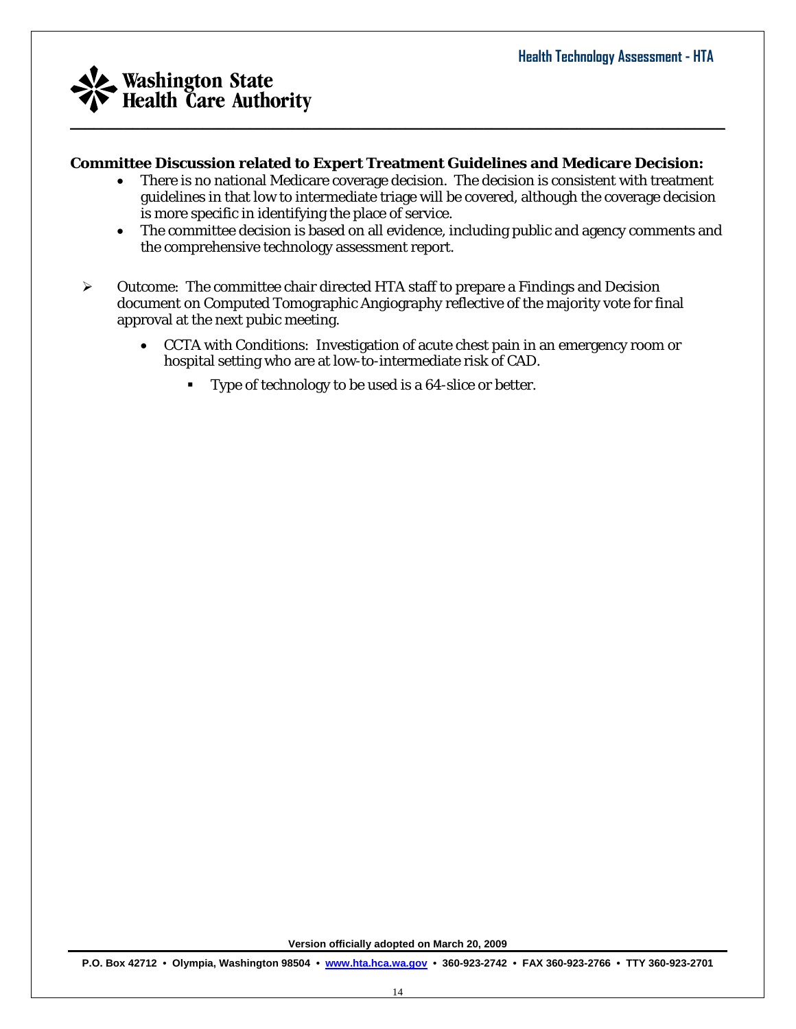**Committee Discussion related to Expert Treatment Guidelines and Medicare Decision:**

- There is no national Medicare coverage decision. The decision is consistent with treatment guidelines in that low to intermediate triage will be covered, although the coverage decision is more specific in identifying the place of service.
- The committee decision is based on all evidence, including public and agency comments and the comprehensive technology assessment report.

➢ Outcome: The committee chair directed HTA staff to prepare a Findings and Decision document on Computed Tomographic Angiography reflective of the majority vote for final approval at the next pubic meeting.

- CCTA with Conditions: Investigation of acute chest pain in an emergency room or hospital setting who are at low-to-intermediate risk of CAD.
  - Type of technology to be used is a 64-slice or better.